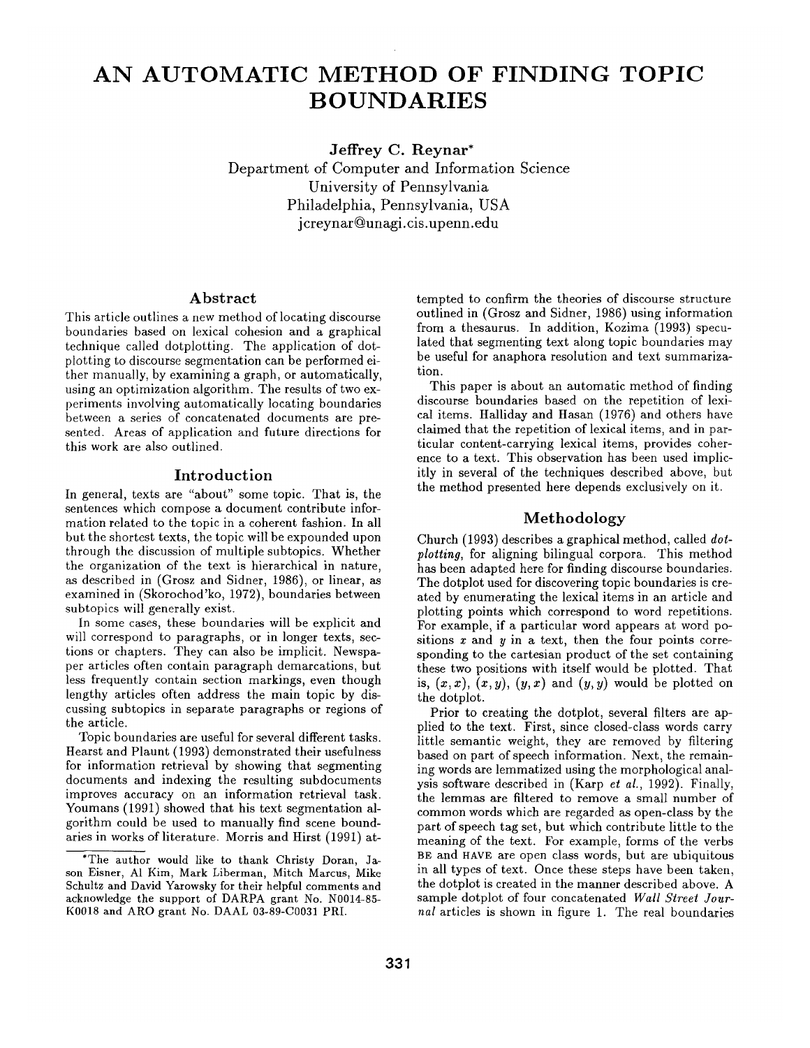# AN AUTOMATIC METHOD OF FINDING TOPIC BOUNDARIES

**Jeffrey C. Reynar***
Department of Computer and Information Science
University of Pennsylvania
Philadelphia, Pennsylvania, USA
jcreynar@unagi.cis.upenn.edu

## Abstract

This article outlines a new method of locating discourse boundaries based on lexical cohesion and a graphical technique called dotplotting. The application of dotplotting to discourse segmentation can be performed either manually, by examining a graph, or automatically, using an optimization algorithm. The results of two experiments involving automatically locating boundaries between a series of concatenated documents are presented. Areas of application and future directions for this work are also outlined.

## Introduction

In general, texts are "about" some topic. That is, the sentences which compose a document contribute information related to the topic in a coherent fashion. In all but the shortest texts, the topic will be expounded upon through the discussion of multiple subtopics. Whether the organization of the text is hierarchical in nature, as described in (Grosz and Sidner, 1986), or linear, as examined in (Skorochod'ko, 1972), boundaries between subtopics will generally exist.

In some cases, these boundaries will be explicit and will correspond to paragraphs, or in longer texts, sections or chapters. They can also be implicit. Newspaper articles often contain paragraph demarcations, but less frequently contain section markings, even though lengthy articles often address the main topic by discussing subtopics in separate paragraphs or regions of the article.

Topic boundaries are useful for several different tasks. Hearst and Plaunt (1993) demonstrated their usefulness for information retrieval by showing that segmenting documents and indexing the resulting subdocuments improves accuracy on an information retrieval task. Youmans (1991) showed that his text segmentation algorithm could be used to manually find scene boundaries in works of literature. Morris and Hirst (1991) attempted to confirm the theories of discourse structure outlined in (Grosz and Sidner, 1986) using information from a thesaurus. In addition, Kozima (1993) speculated that segmenting text along topic boundaries may be useful for anaphora resolution and text summarization.

This paper is about an automatic method of finding discourse boundaries based on the repetition of lexical items. Halliday and Hasan (1976) and others have claimed that the repetition of lexical items, and in particular content-carrying lexical items, provides coherence to a text. This observation has been used implicitly in several of the techniques described above, but the method presented here depends exclusively on it.

## Methodology

Church (1993) describes a graphical method, called *dotplotting*, for aligning bilingual corpora. This method has been adapted here for finding discourse boundaries. The dotplot used for discovering topic boundaries is created by enumerating the lexical items in an article and plotting points which correspond to word repetitions. For example, if a particular word appears at word positions $x$ and $y$ in a text, then the four points corresponding to the cartesian product of the set containing these two positions with itself would be plotted. That is, $(x, x)$, $(x, y)$, $(y, x)$ and $(y, y)$ would be plotted on the dotplot.

Prior to creating the dotplot, several filters are applied to the text. First, since closed-class words carry little semantic weight, they are removed by filtering based on part of speech information. Next, the remaining words are lemmatized using the morphological analysis software described in (Karp *et al.*, 1992). Finally, the lemmas are filtered to remove a small number of common words which are regarded as open-class by the part of speech tag set, but which contribute little to the meaning of the text. For example, forms of the verbs BE and HAVE are open class words, but are ubiquitous in all types of text. Once these steps have been taken, the dotplot is created in the manner described above. A sample dotplot of four concatenated *Wall Street Journal* articles is shown in figure 1. The real boundaries

*The author would like to thank Christy Doran, Jason Eisner, Al Kim, Mark Liberman, Mitch Marcus, Mike Schultz and David Yarowsky for their helpful comments and acknowledge the support of DARPA grant No. N0014-85-K0018 and ARO grant No. DAAL 03-89-C0031 PRI.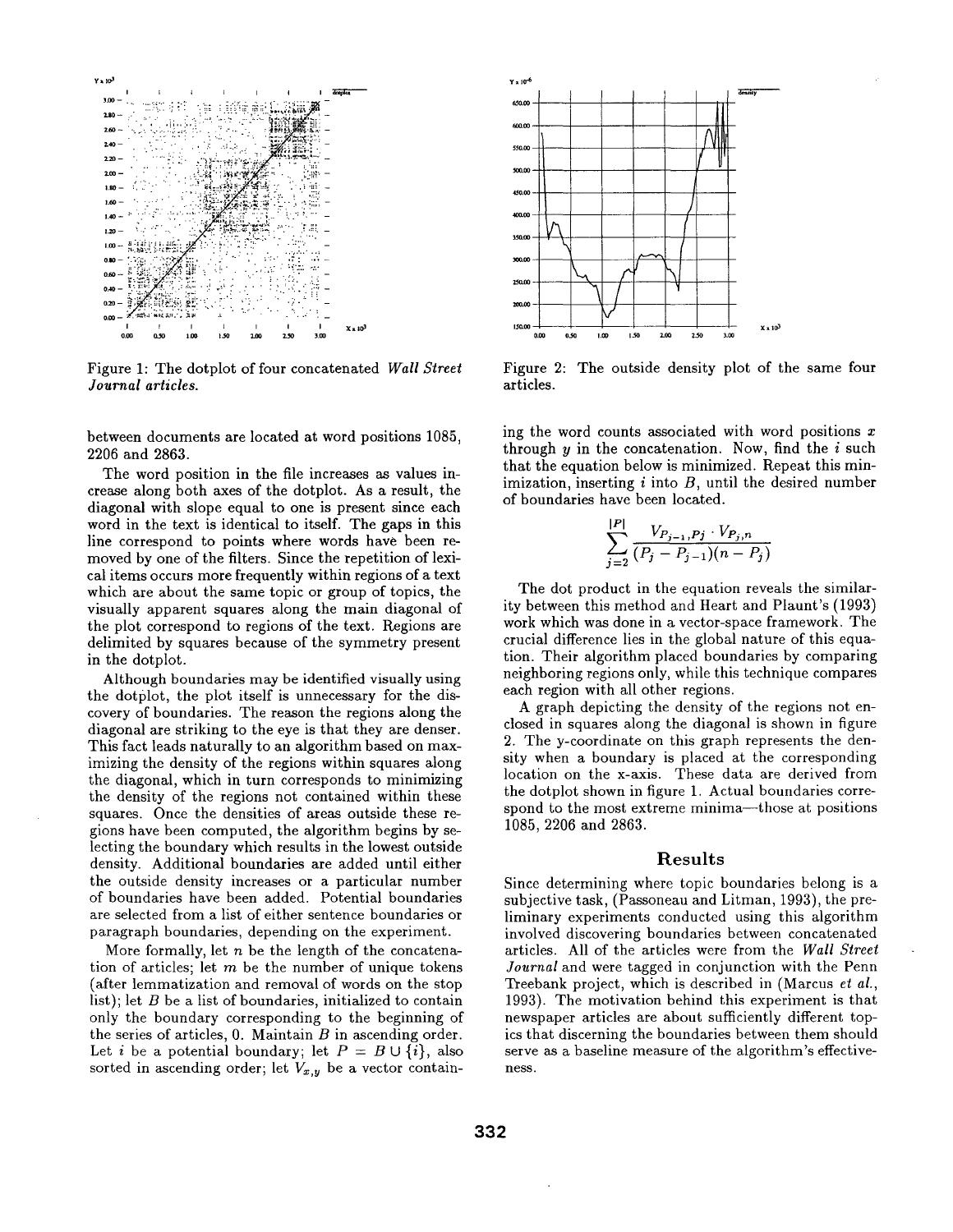Figure 1: The dotplot of four concatenated *Wall Street Journal articles.*

Figure 2: The outside density plot of the same four articles.

between documents are located at word positions 1085, 2206 and 2863.

The word position in the file increases as values increase along both axes of the dotplot. As a result, the diagonal with slope equal to one is present since each word in the text is identical to itself. The gaps in this line correspond to points where words have been removed by one of the filters. Since the repetition of lexical items occurs more frequently within regions of a text which are about the same topic or group of topics, the visually apparent squares along the main diagonal of the plot correspond to regions of the text. Regions are delimited by squares because of the symmetry present in the dotplot.

Although boundaries may be identified visually using the dotplot, the plot itself is unnecessary for the discovery of boundaries. The reason the regions along the diagonal are striking to the eye is that they are denser. This fact leads naturally to an algorithm based on maximizing the density of the regions within squares along the diagonal, which in turn corresponds to minimizing the density of the regions not contained within these squares. Once the densities of areas outside these regions have been computed, the algorithm begins by selecting the boundary which results in the lowest outside density. Additional boundaries are added until either the outside density increases or a particular number of boundaries have been added. Potential boundaries are selected from a list of either sentence boundaries or paragraph boundaries, depending on the experiment.

More formally, let $n$ be the length of the concatenation of articles; let $m$ be the number of unique tokens (after lemmatization and removal of words on the stop list); let $B$ be a list of boundaries, initialized to contain only the boundary corresponding to the beginning of the series of articles, 0. Maintain $B$ in ascending order. Let $i$ be a potential boundary; let $P = B \cup \{i\}$, also sorted in ascending order; let $V_{x,y}$ be a vector containing the word counts associated with word positions $x$ through $y$ in the concatenation. Now, find the $i$ such that the equation below is minimized. Repeat this minimization, inserting $i$ into $B$, until the desired number of boundaries have been located.

$$\sum_{j=2}^{|P|} \frac{V_{P_{j-1},P_j} \cdot V_{P_j,n}}{(P_j - P_{j-1})(n - P_j)}$$

The dot product in the equation reveals the similarity between this method and Heart and Plaunt's (1993) work which was done in a vector-space framework. The crucial difference lies in the global nature of this equation. Their algorithm placed boundaries by comparing neighboring regions only, while this technique compares each region with all other regions.

A graph depicting the density of the regions not enclosed in squares along the diagonal is shown in figure 2. The y-coordinate on this graph represents the density when a boundary is placed at the corresponding location on the x-axis. These data are derived from the dotplot shown in figure 1. Actual boundaries correspond to the most extreme minima—those at positions 1085, 2206 and 2863.

## Results

Since determining where topic boundaries belong is a subjective task, (Passoneau and Litman, 1993), the preliminary experiments conducted using this algorithm involved discovering boundaries between concatenated articles. All of the articles were from the *Wall Street Journal* and were tagged in conjunction with the Penn Treebank project, which is described in (Marcus *et al.*, 1993). The motivation behind this experiment is that newspaper articles are about sufficiently different topics that discerning the boundaries between them should serve as a baseline measure of the algorithm's effectiveness.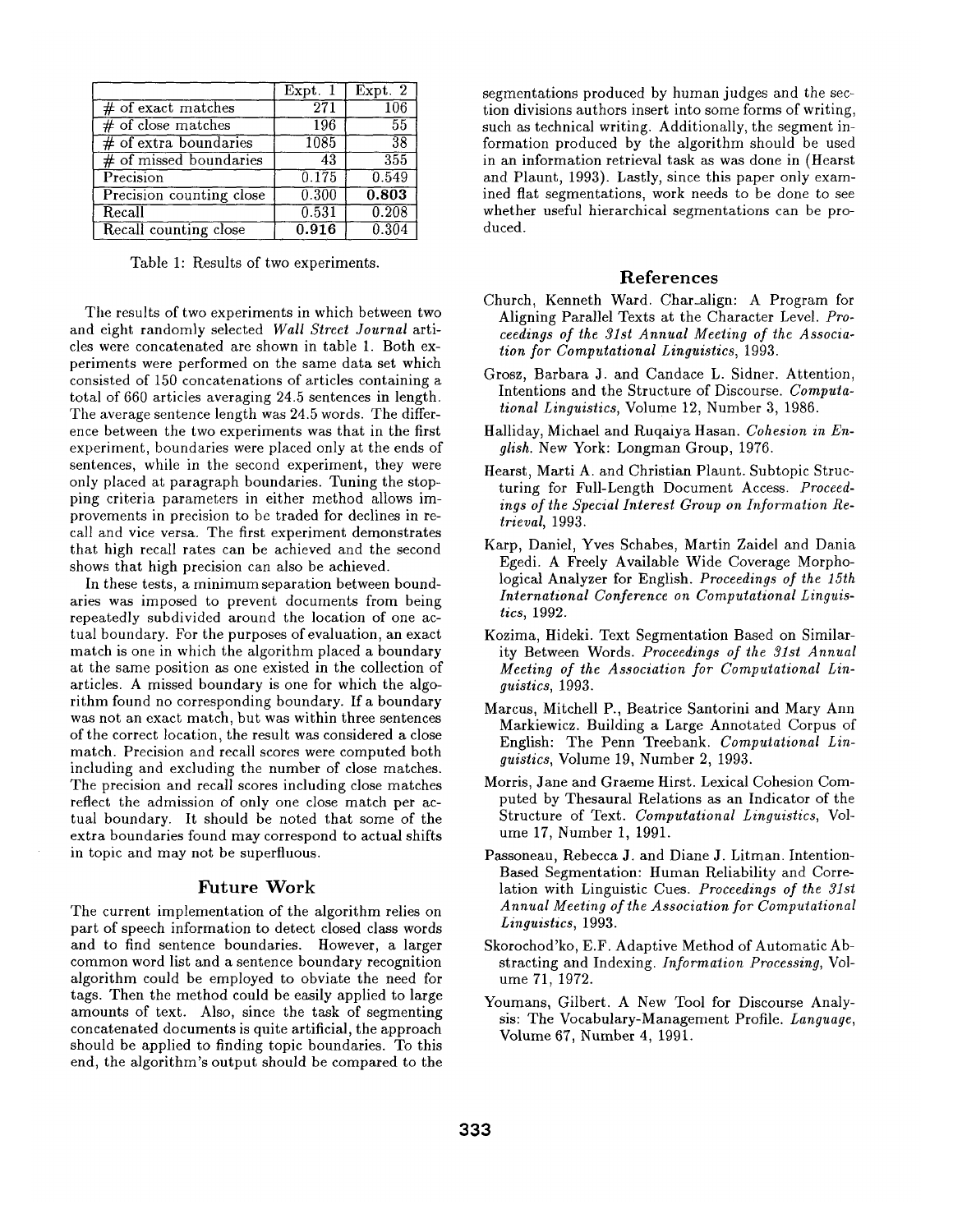| | Expt. 1 | Expt. 2 |
|---|---|---|
| # of exact matches | 271 | 106 |
| # of close matches | 196 | 55 |
| # of extra boundaries | 1085 | 38 |
| # of missed boundaries | 43 | 355 |
| Precision | 0.175 | 0.549 |
| Precision counting close | 0.300 | **0.803** |
| Recall | 0.531 | 0.208 |
| Recall counting close | **0.916** | 0.304 |

Table 1: Results of two experiments.

The results of two experiments in which between two and eight randomly selected *Wall Street Journal* articles were concatenated are shown in table 1. Both experiments were performed on the same data set which consisted of 150 concatenations of articles containing a total of 660 articles averaging 24.5 sentences in length. The average sentence length was 24.5 words. The difference between the two experiments was that in the first experiment, boundaries were placed only at the ends of sentences, while in the second experiment, they were only placed at paragraph boundaries. Tuning the stopping criteria parameters in either method allows improvements in precision to be traded for declines in recall and vice versa. The first experiment demonstrates that high recall rates can be achieved and the second shows that high precision can also be achieved.

In these tests, a minimum separation between boundaries was imposed to prevent documents from being repeatedly subdivided around the location of one actual boundary. For the purposes of evaluation, an exact match is one in which the algorithm placed a boundary at the same position as one existed in the collection of articles. A missed boundary is one for which the algorithm found no corresponding boundary. If a boundary was not an exact match, but was within three sentences of the correct location, the result was considered a close match. Precision and recall scores were computed both including and excluding the number of close matches. The precision and recall scores including close matches reflect the admission of only one close match per actual boundary. It should be noted that some of the extra boundaries found may correspond to actual shifts in topic and may not be superfluous.

## Future Work

The current implementation of the algorithm relies on part of speech information to detect closed class words and to find sentence boundaries. However, a larger common word list and a sentence boundary recognition algorithm could be employed to obviate the need for tags. Then the method could be easily applied to large amounts of text. Also, since the task of segmenting concatenated documents is quite artificial, the approach should be applied to finding topic boundaries. To this end, the algorithm's output should be compared to the segmentations produced by human judges and the section divisions authors insert into some forms of writing, such as technical writing. Additionally, the segment information produced by the algorithm should be used in an information retrieval task as was done in (Hearst and Plaunt, 1993). Lastly, since this paper only examined flat segmentations, work needs to be done to see whether useful hierarchical segmentations can be produced.

## References

Church, Kenneth Ward. Char_align: A Program for Aligning Parallel Texts at the Character Level. *Proceedings of the 31st Annual Meeting of the Association for Computational Linguistics*, 1993.

Grosz, Barbara J. and Candace L. Sidner. Attention, Intentions and the Structure of Discourse. *Computational Linguistics*, Volume 12, Number 3, 1986.

Halliday, Michael and Ruqaiya Hasan. *Cohesion in English*. New York: Longman Group, 1976.

Hearst, Marti A. and Christian Plaunt. Subtopic Structuring for Full-Length Document Access. *Proceedings of the Special Interest Group on Information Retrieval*, 1993.

Karp, Daniel, Yves Schabes, Martin Zaidel and Dania Egedi. A Freely Available Wide Coverage Morphological Analyzer for English. *Proceedings of the 15th International Conference on Computational Linguistics*, 1992.

Kozima, Hideki. Text Segmentation Based on Similarity Between Words. *Proceedings of the 31st Annual Meeting of the Association for Computational Linguistics*, 1993.

Marcus, Mitchell P., Beatrice Santorini and Mary Ann Markiewicz. Building a Large Annotated Corpus of English: The Penn Treebank. *Computational Linguistics*, Volume 19, Number 2, 1993.

Morris, Jane and Graeme Hirst. Lexical Cohesion Computed by Thesaural Relations as an Indicator of the Structure of Text. *Computational Linguistics*, Volume 17, Number 1, 1991.

Passoneau, Rebecca J. and Diane J. Litman. Intention-Based Segmentation: Human Reliability and Correlation with Linguistic Cues. *Proceedings of the 31st Annual Meeting of the Association for Computational Linguistics*, 1993.

Skorochod'ko, E.F. Adaptive Method of Automatic Abstracting and Indexing. *Information Processing*, Volume 71, 1972.

Youmans, Gilbert. A New Tool for Discourse Analysis: The Vocabulary-Management Profile. *Language*, Volume 67, Number 4, 1991.